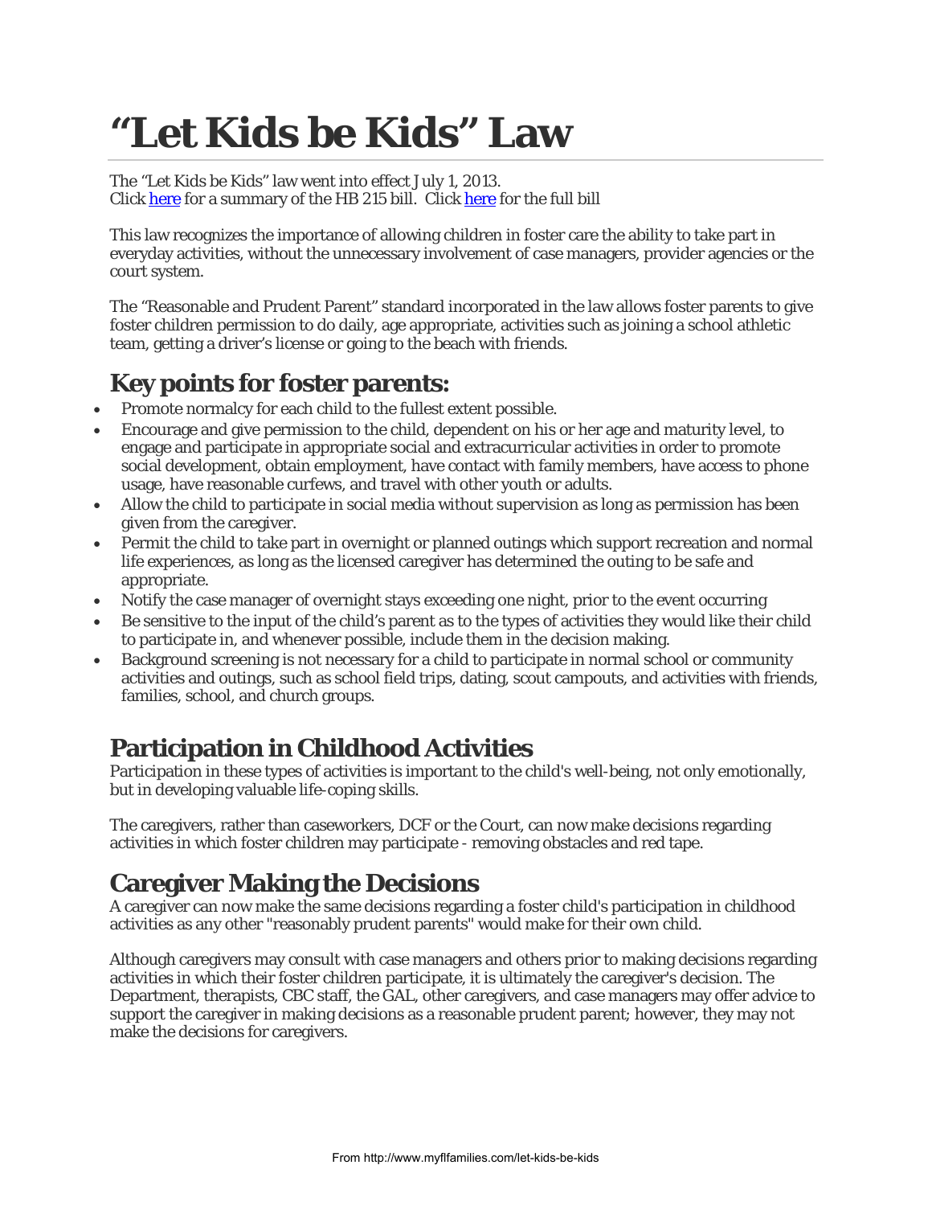# "Let Kids be Kids" Law

The "Let Kids be Kids" law went into effect July 1, 2013.
Click here for a summary of the HB 215 bill. Click here for the full bill

This law recognizes the importance of allowing children in foster care the ability to take part in everyday activities, without the unnecessary involvement of case managers, provider agencies or the court system.

The "Reasonable and Prudent Parent" standard incorporated in the law allows foster parents to give foster children permission to do daily, age appropriate, activities such as joining a school athletic team, getting a driver's license or going to the beach with friends.

## Key points for foster parents:

- Promote normalcy for each child to the fullest extent possible.
- Encourage and give permission to the child, dependent on his or her age and maturity level, to engage and participate in appropriate social and extracurricular activities in order to promote social development, obtain employment, have contact with family members, have access to phone usage, have reasonable curfews, and travel with other youth or adults.
- Allow the child to participate in social media without supervision as long as permission has been given from the caregiver.
- Permit the child to take part in overnight or planned outings which support recreation and normal life experiences, as long as the licensed caregiver has determined the outing to be safe and appropriate.
- Notify the case manager of overnight stays exceeding one night, prior to the event occurring
- Be sensitive to the input of the child's parent as to the types of activities they would like their child to participate in, and whenever possible, include them in the decision making.
- Background screening is not necessary for a child to participate in normal school or community activities and outings, such as school field trips, dating, scout campouts, and activities with friends, families, school, and church groups.

## Participation in Childhood Activities

Participation in these types of activities is important to the child's well-being, not only emotionally, but in developing valuable life-coping skills.

The caregivers, rather than caseworkers, DCF or the Court, can now make decisions regarding activities in which foster children may participate - removing obstacles and red tape.

## Caregiver Making the Decisions

A caregiver can now make the same decisions regarding a foster child's participation in childhood activities as any other "reasonably prudent parents" would make for their own child.

Although caregivers may consult with case managers and others prior to making decisions regarding activities in which their foster children participate, it is ultimately the caregiver's decision. The Department, therapists, CBC staff, the GAL, other caregivers, and case managers may offer advice to support the caregiver in making decisions as a reasonable prudent parent; however, they may not make the decisions for caregivers.

From http://www.myflfamilies.com/let-kids-be-kids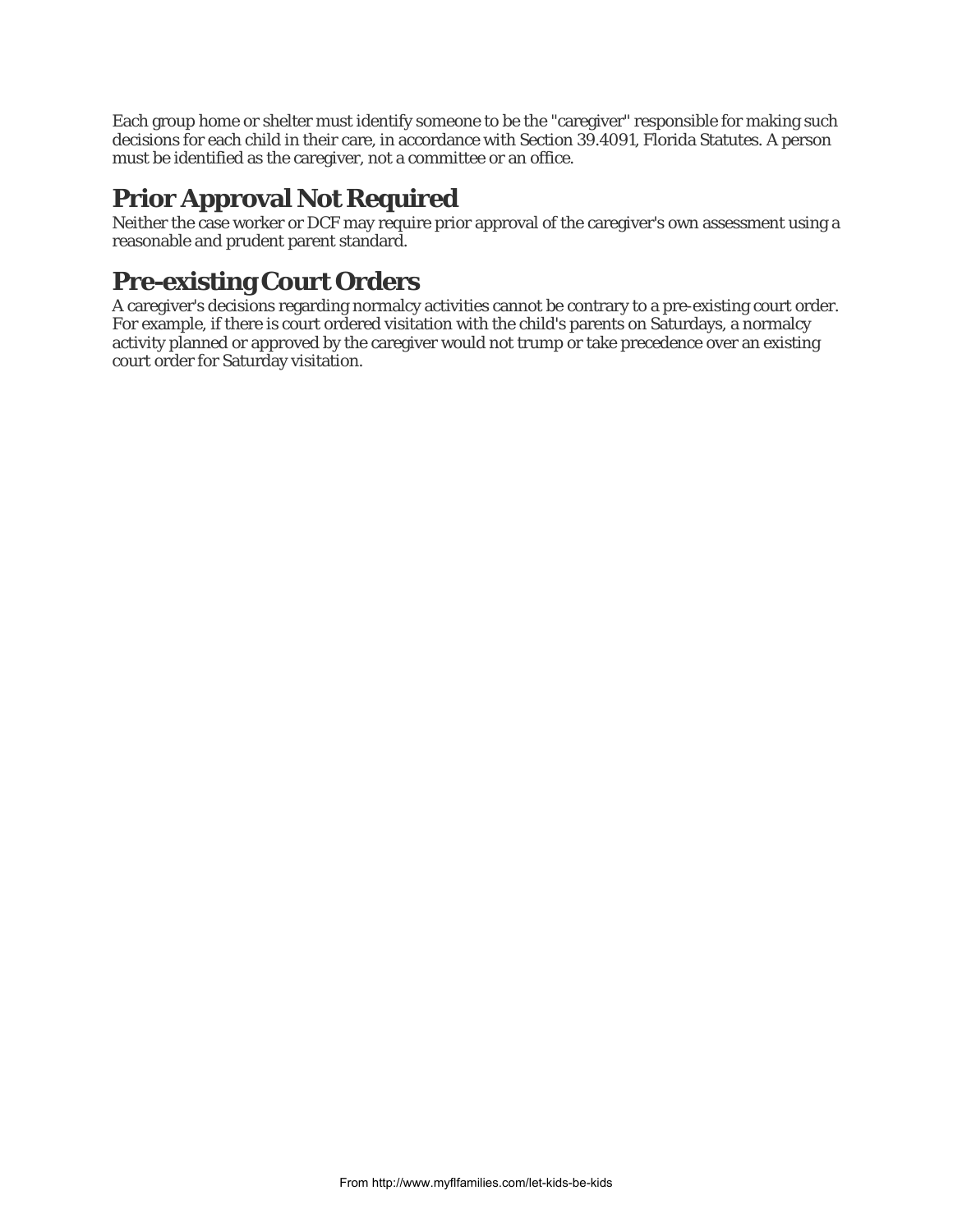Each group home or shelter must identify someone to be the "caregiver" responsible for making such decisions for each child in their care, in accordance with Section 39.4091, Florida Statutes. A person must be identified as the caregiver, not a committee or an office.

## Prior Approval Not Required

Neither the case worker or DCF may require prior approval of the caregiver's own assessment using a reasonable and prudent parent standard.

## Pre-existing Court Orders

A caregiver's decisions regarding normalcy activities cannot be contrary to a pre-existing court order. For example, if there is court ordered visitation with the child's parents on Saturdays, a normalcy activity planned or approved by the caregiver would not trump or take precedence over an existing court order for Saturday visitation.

From http://www.myflfamilies.com/let-kids-be-kids